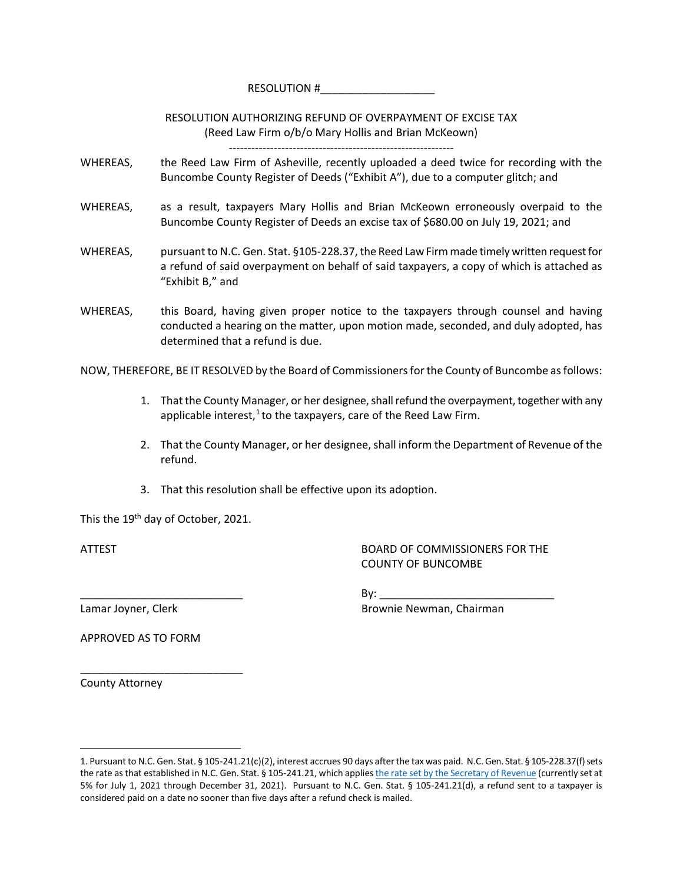RESOLUTION #___________________

RESOLUTION AUTHORIZING REFUND OF OVERPAYMENT OF EXCISE TAX
(Reed Law Firm o/b/o Mary Hollis and Brian McKeown)

-------------------------------------------------------------

WHEREAS, the Reed Law Firm of Asheville, recently uploaded a deed twice for recording with the Buncombe County Register of Deeds ("Exhibit A"), due to a computer glitch; and

WHEREAS, as a result, taxpayers Mary Hollis and Brian McKeown erroneously overpaid to the Buncombe County Register of Deeds an excise tax of $680.00 on July 19, 2021; and

WHEREAS, pursuant to N.C. Gen. Stat. §105-228.37, the Reed Law Firm made timely written request for a refund of said overpayment on behalf of said taxpayers, a copy of which is attached as "Exhibit B," and

WHEREAS, this Board, having given proper notice to the taxpayers through counsel and having conducted a hearing on the matter, upon motion made, seconded, and duly adopted, has determined that a refund is due.

NOW, THEREFORE, BE IT RESOLVED by the Board of Commissioners for the County of Buncombe as follows:

1. That the County Manager, or her designee, shall refund the overpayment, together with any applicable interest,[1] to the taxpayers, care of the Reed Law Firm.
2. That the County Manager, or her designee, shall inform the Department of Revenue of the refund.
3. That this resolution shall be effective upon its adoption.

This the 19th day of October, 2021.

ATTEST

___________________________
Lamar Joyner, Clerk

BOARD OF COMMISSIONERS FOR THE COUNTY OF BUNCOMBE

By: ____________________________
Brownie Newman, Chairman

APPROVED AS TO FORM

___________________________
County Attorney

---

1. Pursuant to N.C. Gen. Stat. § 105-241.21(c)(2), interest accrues 90 days after the tax was paid. N.C. Gen. Stat. § 105-228.37(f) sets the rate as that established in N.C. Gen. Stat. § 105-241.21, which applies the rate set by the Secretary of Revenue (currently set at 5% for July 1, 2021 through December 31, 2021). Pursuant to N.C. Gen. Stat. § 105-241.21(d), a refund sent to a taxpayer is considered paid on a date no sooner than five days after a refund check is mailed.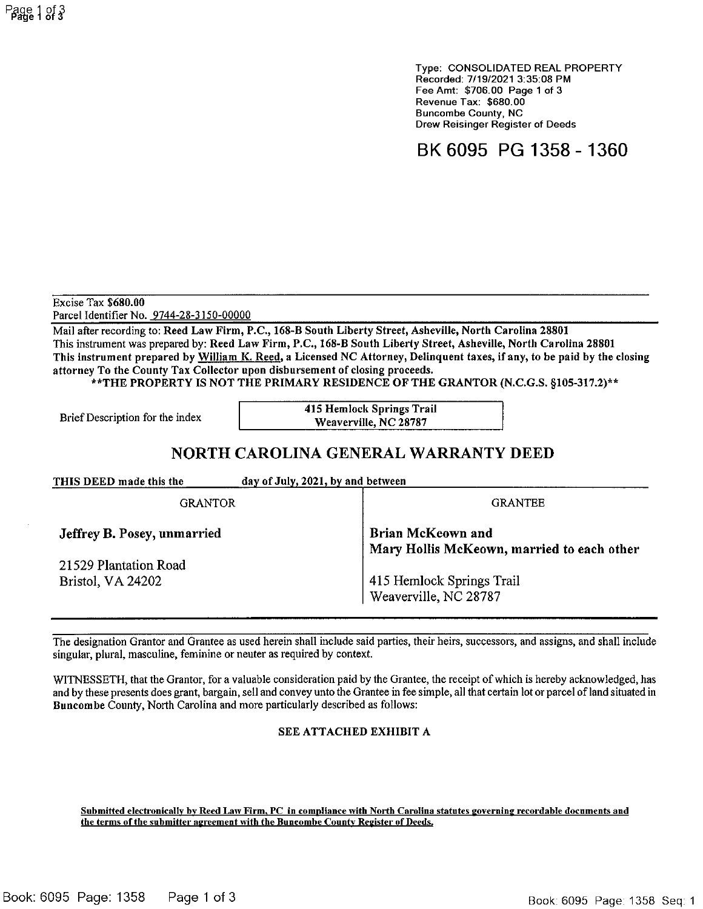Type: CONSOLIDATED REAL PROPERTY
Recorded: 7/19/2021 3:35:08 PM
Fee Amt: $706.00 Page 1 of 3
Revenue Tax: $680.00
Buncombe County, NC
Drew Reisinger Register of Deeds

# BK 6095 PG 1358 - 1360

Excise Tax $680.00
Parcel Identifier No. 9744-28-3150-00000

**Mail after recording to: Reed Law Firm, P.C., 168-B South Liberty Street, Asheville, North Carolina 28801**
**This instrument was prepared by: Reed Law Firm, P.C., 168-B South Liberty Street, Asheville, North Carolina 28801**
**This instrument prepared by William K. Reed, a Licensed NC Attorney, Delinquent taxes, if any, to be paid by the closing attorney To the County Tax Collector upon disbursement of closing proceeds.**
**\*\*THE PROPERTY IS NOT THE PRIMARY RESIDENCE OF THE GRANTOR (N.C.G.S. §105-317.2)\*\***

Brief Description for the index: **415 Hemlock Springs Trail, Weaverville, NC 28787**

## NORTH CAROLINA GENERAL WARRANTY DEED

**THIS DEED made this the ______ day of July, 2021, by and between**

| GRANTOR | GRANTEE |
|---|---|
| **Jeffrey B. Posey, unmarried** | **Brian McKeown and Mary Hollis McKeown, married to each other** |
| 21529 Plantation Road<br>Bristol, VA 24202 | 415 Hemlock Springs Trail<br>Weaverville, NC 28787 |

The designation Grantor and Grantee as used herein shall include said parties, their heirs, successors, and assigns, and shall include singular, plural, masculine, feminine or neuter as required by context.

WITNESSETH, that the Grantor, for a valuable consideration paid by the Grantee, the receipt of which is hereby acknowledged, has and by these presents does grant, bargain, sell and convey unto the Grantee in fee simple, all that certain lot or parcel of land situated in **Buncombe** County, North Carolina and more particularly described as follows:

**SEE ATTACHED EXHIBIT A**

**Submitted electronically by Reed Law Firm, PC in compliance with North Carolina statutes governing recordable documents and the terms of the submitter agreement with the Buncombe County Register of Deeds.**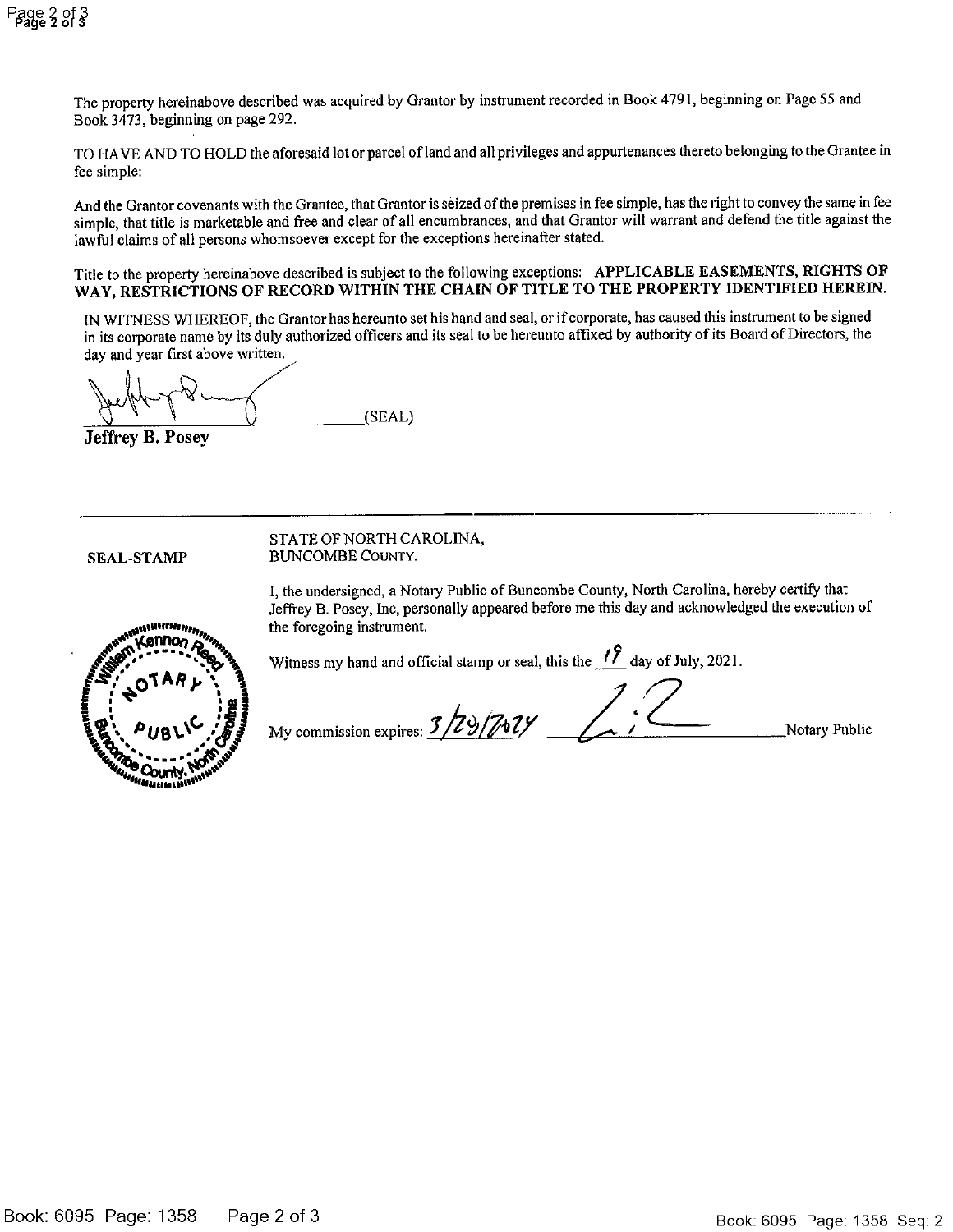The property hereinabove described was acquired by Grantor by instrument recorded in Book 4791, beginning on Page 55 and Book 3473, beginning on page 292.

TO HAVE AND TO HOLD the aforesaid lot or parcel of land and all privileges and appurtenances thereto belonging to the Grantee in fee simple:

And the Grantor covenants with the Grantee, that Grantor is seized of the premises in fee simple, has the right to convey the same in fee simple, that title is marketable and free and clear of all encumbrances, and that Grantor will warrant and defend the title against the lawful claims of all persons whomsoever except for the exceptions hereinafter stated.

Title to the property hereinabove described is subject to the following exceptions: **APPLICABLE EASEMENTS, RIGHTS OF WAY, RESTRICTIONS OF RECORD WITHIN THE CHAIN OF TITLE TO THE PROPERTY IDENTIFIED HEREIN.**

IN WITNESS WHEREOF, the Grantor has hereunto set his hand and seal, or if corporate, has caused this instrument to be signed in its corporate name by its duly authorized officers and its seal to be hereunto affixed by authority of its Board of Directors, the day and year first above written.

_______________________________(SEAL)
**Jeffrey B. Posey**

---

**SEAL-STAMP**

William Kennon Reed
NOTARY PUBLIC
Buncombe County, North Carolina

STATE OF NORTH CAROLINA,
BUNCOMBE COUNTY.

I, the undersigned, a Notary Public of Buncombe County, North Carolina, hereby certify that Jeffrey B. Posey, Inc, personally appeared before me this day and acknowledged the execution of the foregoing instrument.

Witness my hand and official stamp or seal, this the 19 day of July, 2021.

My commission expires: 3/29/2024 _______________________Notary Public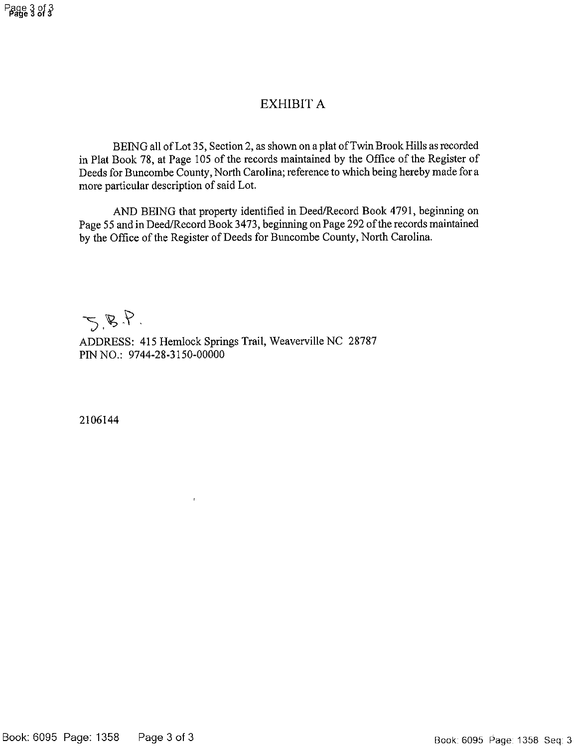# EXHIBIT A

BEING all of Lot 35, Section 2, as shown on a plat of Twin Brook Hills as recorded in Plat Book 78, at Page 105 of the records maintained by the Office of the Register of Deeds for Buncombe County, North Carolina; reference to which being hereby made for a more particular description of said Lot.

AND BEING that property identified in Deed/Record Book 4791, beginning on Page 55 and in Deed/Record Book 3473, beginning on Page 292 of the records maintained by the Office of the Register of Deeds for Buncombe County, North Carolina.

S.B.P.

ADDRESS: 415 Hemlock Springs Trail, Weaverville NC 28787
PIN NO.: 9744-28-3150-00000

2106144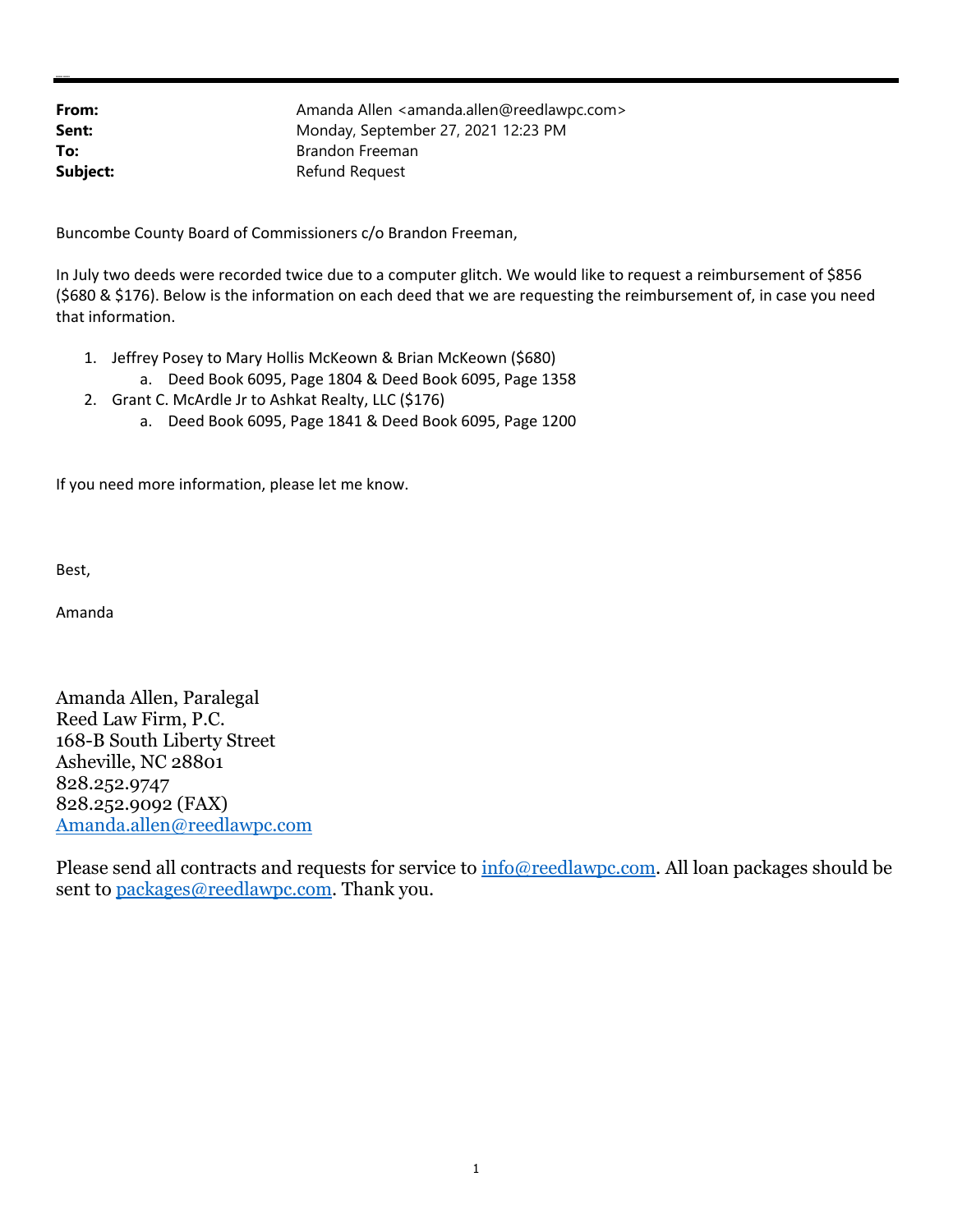| | |
|---|---|
| **From:** | Amanda Allen <amanda.allen@reedlawpc.com> |
| **Sent:** | Monday, September 27, 2021 12:23 PM |
| **To:** | Brandon Freeman |
| **Subject:** | Refund Request |

Buncombe County Board of Commissioners c/o Brandon Freeman,

In July two deeds were recorded twice due to a computer glitch. We would like to request a reimbursement of $856 ($680 & $176). Below is the information on each deed that we are requesting the reimbursement of, in case you need that information.

1. Jeffrey Posey to Mary Hollis McKeown & Brian McKeown ($680)
   a. Deed Book 6095, Page 1804 & Deed Book 6095, Page 1358
2. Grant C. McArdle Jr to Ashkat Realty, LLC ($176)
   a. Deed Book 6095, Page 1841 & Deed Book 6095, Page 1200

If you need more information, please let me know.

Best,

Amanda

Amanda Allen, Paralegal
Reed Law Firm, P.C.
168-B South Liberty Street
Asheville, NC 28801
828.252.9747
828.252.9092 (FAX)
Amanda.allen@reedlawpc.com

Please send all contracts and requests for service to info@reedlawpc.com. All loan packages should be sent to packages@reedlawpc.com. Thank you.